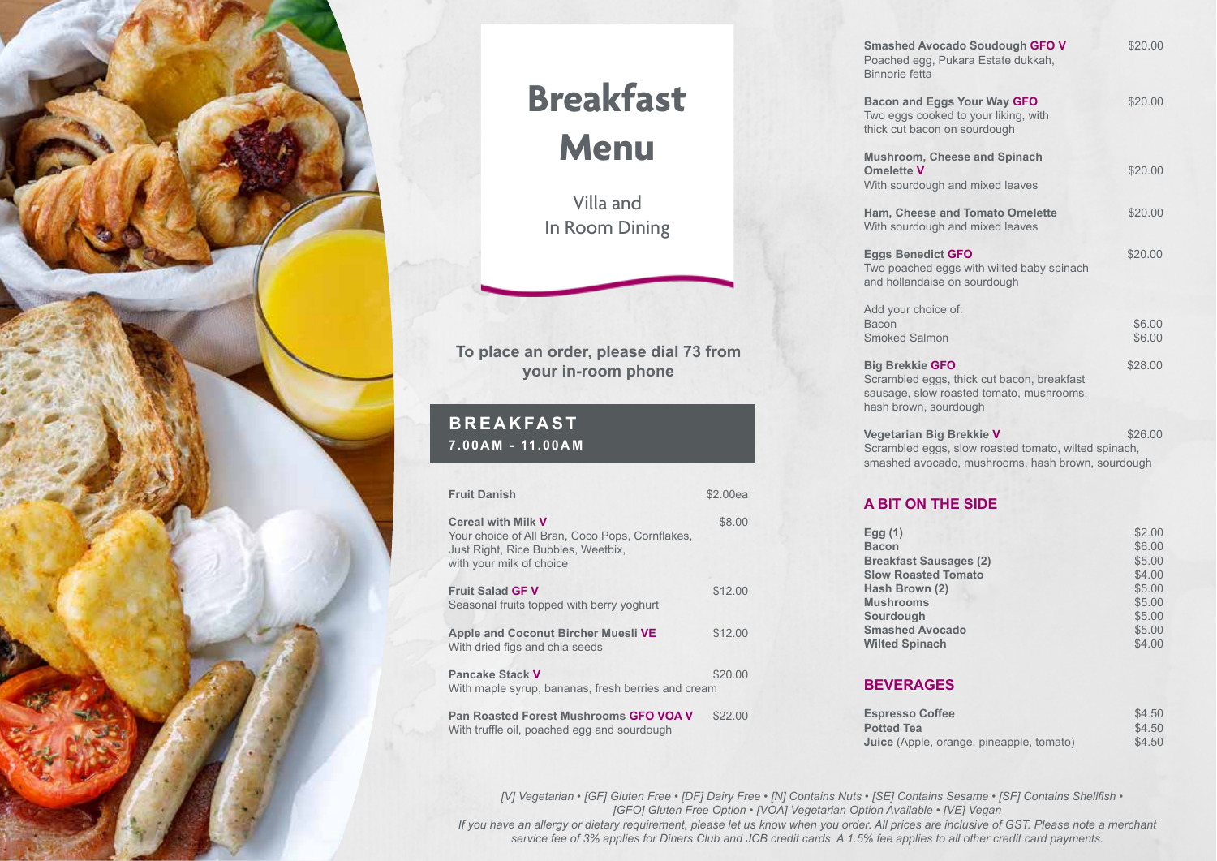# Breakfast Menu

Villa and In Room Dining

**To place an order, please dial 73 from your in-room phone**

## BREAKFAST

**7.00AM - 11.00AM**

**Fruit Danish** — $2.00ea

**Cereal with Milk V** — $8.00
Your choice of All Bran, Coco Pops, Cornflakes, Just Right, Rice Bubbles, Weetbix, with your milk of choice

**Fruit Salad GF V** — $12.00
Seasonal fruits topped with berry yoghurt

**Apple and Coconut Bircher Muesli VE** — $12.00
With dried figs and chia seeds

**Pancake Stack V** — $20.00
With maple syrup, bananas, fresh berries and cream

**Pan Roasted Forest Mushrooms GFO VOA V** — $22.00
With truffle oil, poached egg and sourdough

**Smashed Avocado Soudough GFO V** — $20.00
Poached egg, Pukara Estate dukkah, Binnorie fetta

**Bacon and Eggs Your Way GFO** — $20.00
Two eggs cooked to your liking, with thick cut bacon on sourdough

**Mushroom, Cheese and Spinach Omelette V** — $20.00
With sourdough and mixed leaves

**Ham, Cheese and Tomato Omelette** — $20.00
With sourdough and mixed leaves

**Eggs Benedict GFO** — $20.00
Two poached eggs with wilted baby spinach and hollandaise on sourdough

Add your choice of:
Bacon — $6.00
Smoked Salmon — $6.00

**Big Brekkie GFO** — $28.00
Scrambled eggs, thick cut bacon, breakfast sausage, slow roasted tomato, mushrooms, hash brown, sourdough

**Vegetarian Big Brekkie V** — $26.00
Scrambled eggs, slow roasted tomato, wilted spinach, smashed avocado, mushrooms, hash brown, sourdough

## A BIT ON THE SIDE

| Item | Price |
|---|---|
| **Egg (1)** | $2.00 |
| **Bacon** | $6.00 |
| **Breakfast Sausages (2)** | $5.00 |
| **Slow Roasted Tomato** | $4.00 |
| **Hash Brown (2)** | $5.00 |
| **Mushrooms** | $5.00 |
| **Sourdough** | $5.00 |
| **Smashed Avocado** | $5.00 |
| **Wilted Spinach** | $4.00 |

## BEVERAGES

| Item | Price |
|---|---|
| **Espresso Coffee** | $4.50 |
| **Potted Tea** | $4.50 |
| **Juice** (Apple, orange, pineapple, tomato) | $4.50 |

*[V] Vegetarian • [GF] Gluten Free • [DF] Dairy Free • [N] Contains Nuts • [SE] Contains Sesame • [SF] Contains Shellfish • [GFO] Gluten Free Option • [VOA] Vegetarian Option Available • [VE] Vegan*

*If you have an allergy or dietary requirement, please let us know when you order. All prices are inclusive of GST. Please note a merchant service fee of 3% applies for Diners Club and JCB credit cards. A 1.5% fee applies to all other credit card payments.*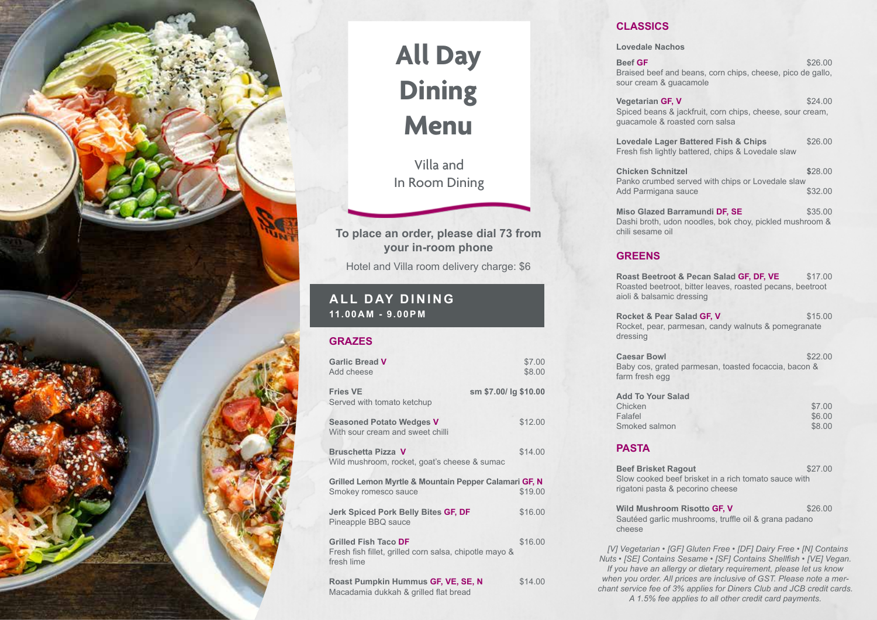# All Day Dining Menu

Villa and In Room Dining

**To place an order, please dial 73 from your in-room phone**

Hotel and Villa room delivery charge: $6

## ALL DAY DINING

**11.00AM - 9.00PM**

## GRAZES

**Garlic Bread V** $7.00
Add cheese $8.00

**Fries VE** sm $7.00/ lg $10.00
Served with tomato ketchup

**Seasoned Potato Wedges V** $12.00
With sour cream and sweet chilli

**Bruschetta Pizza V** $14.00
Wild mushroom, rocket, goat's cheese & sumac

**Grilled Lemon Myrtle & Mountain Pepper Calamari GF, N**
Smokey romesco sauce $19.00

**Jerk Spiced Pork Belly Bites GF, DF** $16.00
Pineapple BBQ sauce

**Grilled Fish Taco DF** $16.00
Fresh fish fillet, grilled corn salsa, chipotle mayo & fresh lime

**Roast Pumpkin Hummus GF, VE, SE, N** $14.00
Macadamia dukkah & grilled flat bread

## CLASSICS

**Lovedale Nachos**

**Beef GF** $26.00
Braised beef and beans, corn chips, cheese, pico de gallo, sour cream & guacamole

**Vegetarian GF, V** $24.00
Spiced beans & jackfruit, corn chips, cheese, sour cream, guacamole & roasted corn salsa

**Lovedale Lager Battered Fish & Chips** $26.00
Fresh fish lightly battered, chips & Lovedale slaw

**Chicken Schnitzel** $28.00
Panko crumbed served with chips or Lovedale slaw
Add Parmigana sauce $32.00

**Miso Glazed Barramundi DF, SE** $35.00
Dashi broth, udon noodles, bok choy, pickled mushroom & chili sesame oil

## GREENS

**Roast Beetroot & Pecan Salad GF, DF, VE** $17.00
Roasted beetroot, bitter leaves, roasted pecans, beetroot aioli & balsamic dressing

**Rocket & Pear Salad GF, V** $15.00
Rocket, pear, parmesan, candy walnuts & pomegranate dressing

**Caesar Bowl** $22.00
Baby cos, grated parmesan, toasted focaccia, bacon & farm fresh egg

**Add To Your Salad**
Chicken $7.00
Falafel $6.00
Smoked salmon $8.00

## PASTA

**Beef Brisket Ragout** $27.00
Slow cooked beef brisket in a rich tomato sauce with rigatoni pasta & pecorino cheese

**Wild Mushroom Risotto GF, V** $26.00
Sautéed garlic mushrooms, truffle oil & grana padano cheese

*[V] Vegetarian • [GF] Gluten Free • [DF] Dairy Free • [N] Contains Nuts • [SE] Contains Sesame • [SF] Contains Shellfish • [VE] Vegan. If you have an allergy or dietary requirement, please let us know when you order. All prices are inclusive of GST. Please note a merchant service fee of 3% applies for Diners Club and JCB credit cards. A 1.5% fee applies to all other credit card payments.*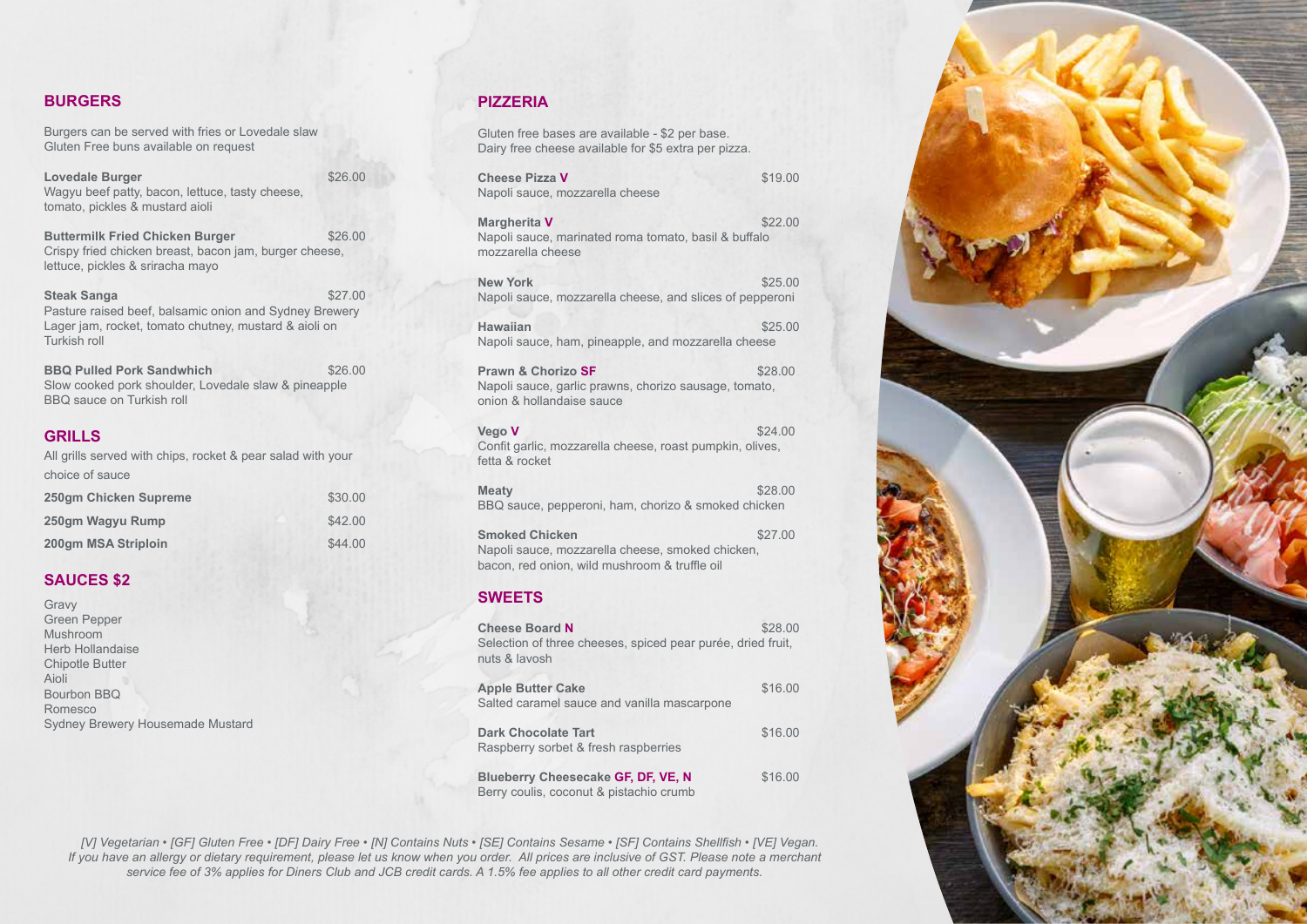## BURGERS

Burgers can be served with fries or Lovedale slaw
Gluten Free buns available on request

**Lovedale Burger** $26.00
Wagyu beef patty, bacon, lettuce, tasty cheese, tomato, pickles & mustard aioli

**Buttermilk Fried Chicken Burger** $26.00
Crispy fried chicken breast, bacon jam, burger cheese, lettuce, pickles & sriracha mayo

**Steak Sanga** $27.00
Pasture raised beef, balsamic onion and Sydney Brewery Lager jam, rocket, tomato chutney, mustard & aioli on Turkish roll

**BBQ Pulled Pork Sandwhich** $26.00
Slow cooked pork shoulder, Lovedale slaw & pineapple BBQ sauce on Turkish roll

## GRILLS

All grills served with chips, rocket & pear salad with your choice of sauce

| | |
|---|---|
| **250gm Chicken Supreme** | $30.00 |
| **250gm Wagyu Rump** | $42.00 |
| **200gm MSA Striploin** | $44.00 |

## SAUCES $2

Gravy
Green Pepper
Mushroom
Herb Hollandaise
Chipotle Butter
Aioli
Bourbon BBQ
Romesco
Sydney Brewery Housemade Mustard

## PIZZERIA

Gluten free bases are available - $2 per base.
Dairy free cheese available for $5 extra per pizza.

**Cheese Pizza V** $19.00
Napoli sauce, mozzarella cheese

**Margherita V** $22.00
Napoli sauce, marinated roma tomato, basil & buffalo mozzarella cheese

**New York** $25.00
Napoli sauce, mozzarella cheese, and slices of pepperoni

**Hawaiian** $25.00
Napoli sauce, ham, pineapple, and mozzarella cheese

**Prawn & Chorizo SF** $28.00
Napoli sauce, garlic prawns, chorizo sausage, tomato, onion & hollandaise sauce

**Vego V** $24.00
Confit garlic, mozzarella cheese, roast pumpkin, olives, fetta & rocket

**Meaty** $28.00
BBQ sauce, pepperoni, ham, chorizo & smoked chicken

**Smoked Chicken** $27.00
Napoli sauce, mozzarella cheese, smoked chicken, bacon, red onion, wild mushroom & truffle oil

## SWEETS

**Cheese Board N** $28.00
Selection of three cheeses, spiced pear purée, dried fruit, nuts & lavosh

**Apple Butter Cake** $16.00
Salted caramel sauce and vanilla mascarpone

**Dark Chocolate Tart** $16.00
Raspberry sorbet & fresh raspberries

**Blueberry Cheesecake GF, DF, VE, N** $16.00
Berry coulis, coconut & pistachio crumb

*[V] Vegetarian • [GF] Gluten Free • [DF] Dairy Free • [N] Contains Nuts • [SE] Contains Sesame • [SF] Contains Shellfish • [VE] Vegan. If you have an allergy or dietary requirement, please let us know when you order. All prices are inclusive of GST. Please note a merchant service fee of 3% applies for Diners Club and JCB credit cards. A 1.5% fee applies to all other credit card payments.*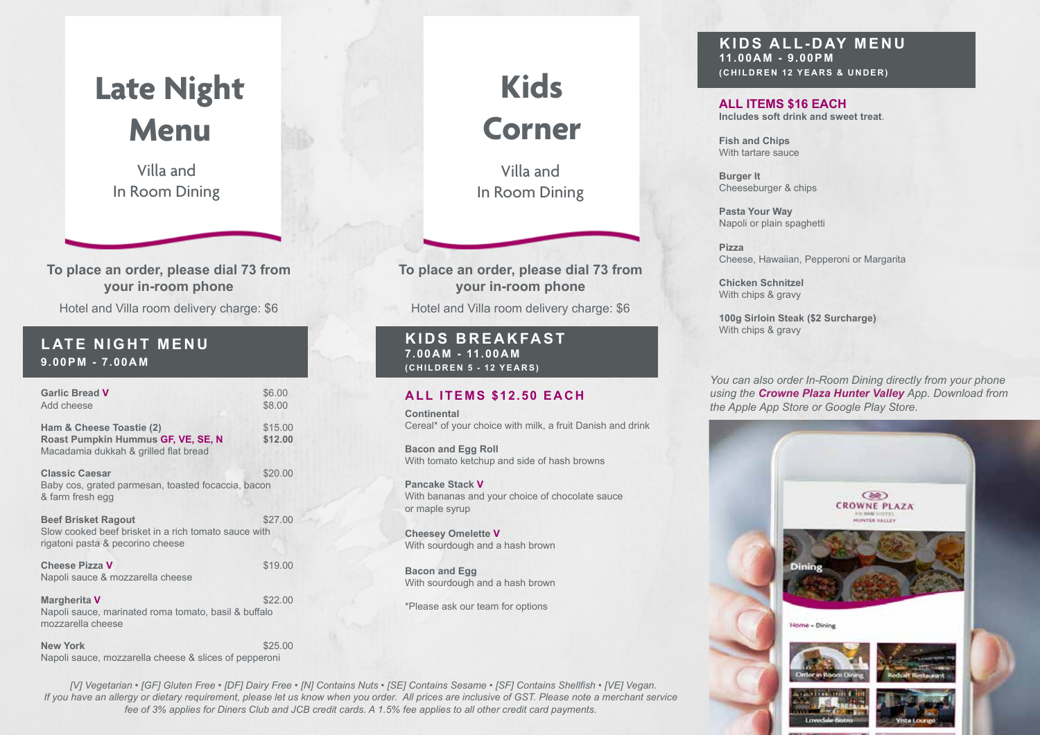# Late Night Menu

Villa and
In Room Dining

**To place an order, please dial 73 from your in-room phone**

Hotel and Villa room delivery charge: $6

## LATE NIGHT MENU
**9.00PM - 7.00AM**

**Garlic Bread V** $6.00
Add cheese $8.00

**Ham & Cheese Toastie (2)** $15.00

**Roast Pumpkin Hummus GF, VE, SE, N** **$12.00**
Macadamia dukkah & grilled flat bread

**Classic Caesar** $20.00
Baby cos, grated parmesan, toasted focaccia, bacon & farm fresh egg

**Beef Brisket Ragout** $27.00
Slow cooked beef brisket in a rich tomato sauce with rigatoni pasta & pecorino cheese

**Cheese Pizza V** $19.00
Napoli sauce & mozzarella cheese

**Margherita V** $22.00
Napoli sauce, marinated roma tomato, basil & buffalo mozzarella cheese

**New York** $25.00
Napoli sauce, mozzarella cheese & slices of pepperoni

# Kids Corner

Villa and
In Room Dining

**To place an order, please dial 73 from your in-room phone**

Hotel and Villa room delivery charge: $6

## KIDS BREAKFAST
**7.00AM - 11.00AM**
**(CHILDREN 5 - 12 YEARS)**

### ALL ITEMS $12.50 EACH

**Continental**
Cereal* of your choice with milk, a fruit Danish and drink

**Bacon and Egg Roll**
With tomato ketchup and side of hash browns

**Pancake Stack V**
With bananas and your choice of chocolate sauce or maple syrup

**Cheesey Omelette V**
With sourdough and a hash brown

**Bacon and Egg**
With sourdough and a hash brown

*Please ask our team for options

## KIDS ALL-DAY MENU
**11.00AM - 9.00PM**
**(CHILDREN 12 YEARS & UNDER)**

### ALL ITEMS $16 EACH
**Includes soft drink and sweet treat**.

**Fish and Chips**
With tartare sauce

**Burger It**
Cheeseburger & chips

**Pasta Your Way**
Napoli or plain spaghetti

**Pizza**
Cheese, Hawaiian, Pepperoni or Margarita

**Chicken Schnitzel**
With chips & gravy

**100g Sirloin Steak ($2 Surcharge)**
With chips & gravy

*You can also order In-Room Dining directly from your phone using the **Crowne Plaza Hunter Valley** App. Download from the Apple App Store or Google Play Store.*

*[V] Vegetarian • [GF] Gluten Free • [DF] Dairy Free • [N] Contains Nuts • [SE] Contains Sesame • [SF] Contains Shellfish • [VE] Vegan. If you have an allergy or dietary requirement, please let us know when you order. All prices are inclusive of GST. Please note a merchant service fee of 3% applies for Diners Club and JCB credit cards. A 1.5% fee applies to all other credit card payments.*